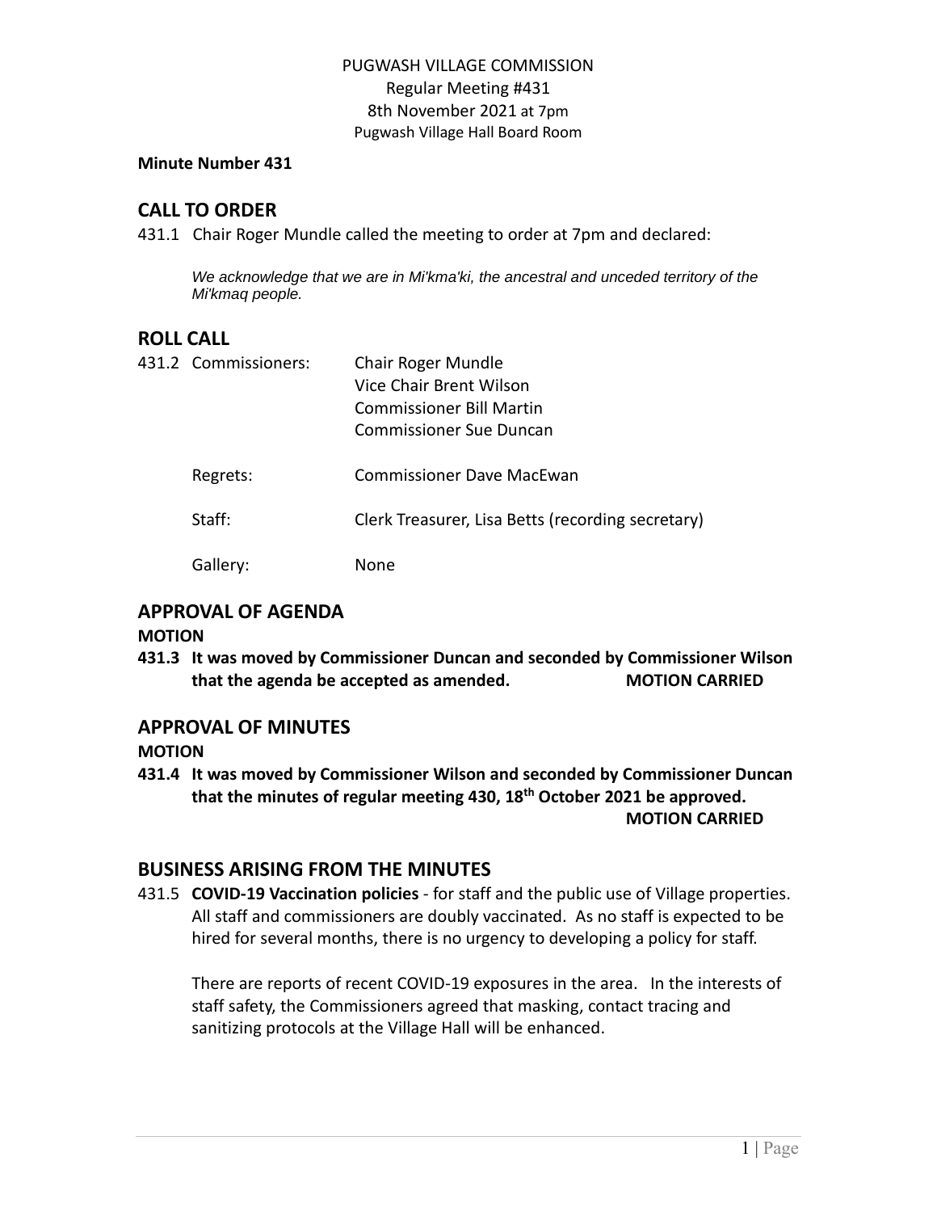PUGWASH VILLAGE COMMISSION
Regular Meeting #431
8th November 2021 at 7pm
Pugwash Village Hall Board Room

**Minute Number 431**

## CALL TO ORDER

431.1 Chair Roger Mundle called the meeting to order at 7pm and declared:

*We acknowledge that we are in Mi'kma'ki, the ancestral and unceded territory of the Mi'kmaq people.*

## ROLL CALL

431.2 Commissioners: Chair Roger Mundle
Vice Chair Brent Wilson
Commissioner Bill Martin
Commissioner Sue Duncan

Regrets: Commissioner Dave MacEwan

Staff: Clerk Treasurer, Lisa Betts (recording secretary)

Gallery: None

## APPROVAL OF AGENDA

**MOTION**

**431.3 It was moved by Commissioner Duncan and seconded by Commissioner Wilson that the agenda be accepted as amended. MOTION CARRIED**

## APPROVAL OF MINUTES

**MOTION**

**431.4 It was moved by Commissioner Wilson and seconded by Commissioner Duncan that the minutes of regular meeting 430, 18th October 2021 be approved.**
**MOTION CARRIED**

## BUSINESS ARISING FROM THE MINUTES

431.5 **COVID-19 Vaccination policies** - for staff and the public use of Village properties. All staff and commissioners are doubly vaccinated. As no staff is expected to be hired for several months, there is no urgency to developing a policy for staff.

There are reports of recent COVID-19 exposures in the area. In the interests of staff safety, the Commissioners agreed that masking, contact tracing and sanitizing protocols at the Village Hall will be enhanced.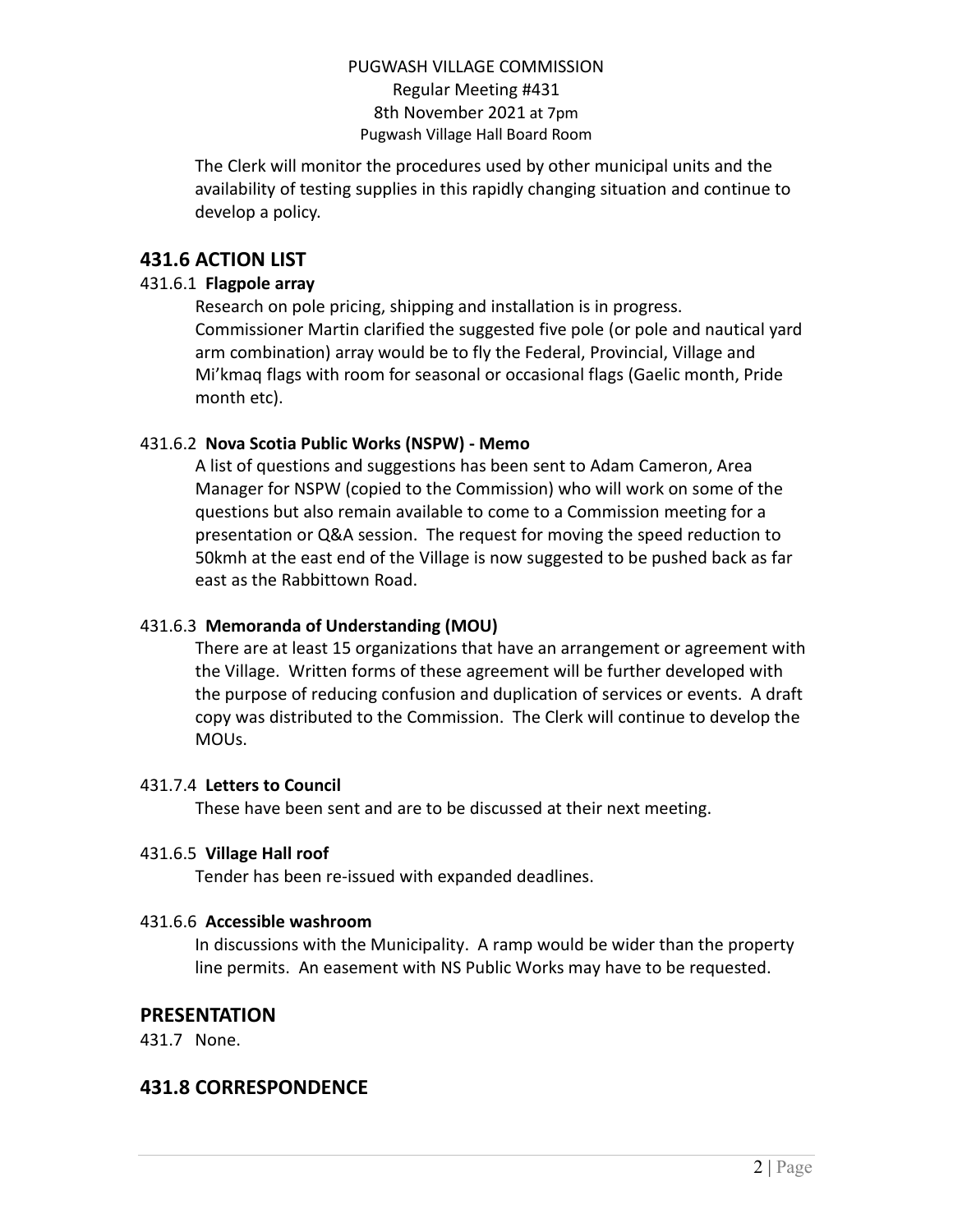The Clerk will monitor the procedures used by other municipal units and the availability of testing supplies in this rapidly changing situation and continue to develop a policy.

## 431.6 ACTION LIST

### 431.6.1 **Flagpole array**

Research on pole pricing, shipping and installation is in progress. Commissioner Martin clarified the suggested five pole (or pole and nautical yard arm combination) array would be to fly the Federal, Provincial, Village and Mi'kmaq flags with room for seasonal or occasional flags (Gaelic month, Pride month etc).

### 431.6.2 **Nova Scotia Public Works (NSPW) - Memo**

A list of questions and suggestions has been sent to Adam Cameron, Area Manager for NSPW (copied to the Commission) who will work on some of the questions but also remain available to come to a Commission meeting for a presentation or Q&A session. The request for moving the speed reduction to 50kmh at the east end of the Village is now suggested to be pushed back as far east as the Rabbittown Road.

### 431.6.3 **Memoranda of Understanding (MOU)**

There are at least 15 organizations that have an arrangement or agreement with the Village. Written forms of these agreement will be further developed with the purpose of reducing confusion and duplication of services or events. A draft copy was distributed to the Commission. The Clerk will continue to develop the MOUs.

### 431.7.4 **Letters to Council**

These have been sent and are to be discussed at their next meeting.

### 431.6.5 **Village Hall roof**

Tender has been re-issued with expanded deadlines.

### 431.6.6 **Accessible washroom**

In discussions with the Municipality. A ramp would be wider than the property line permits. An easement with NS Public Works may have to be requested.

## PRESENTATION

431.7 None.

## 431.8 CORRESPONDENCE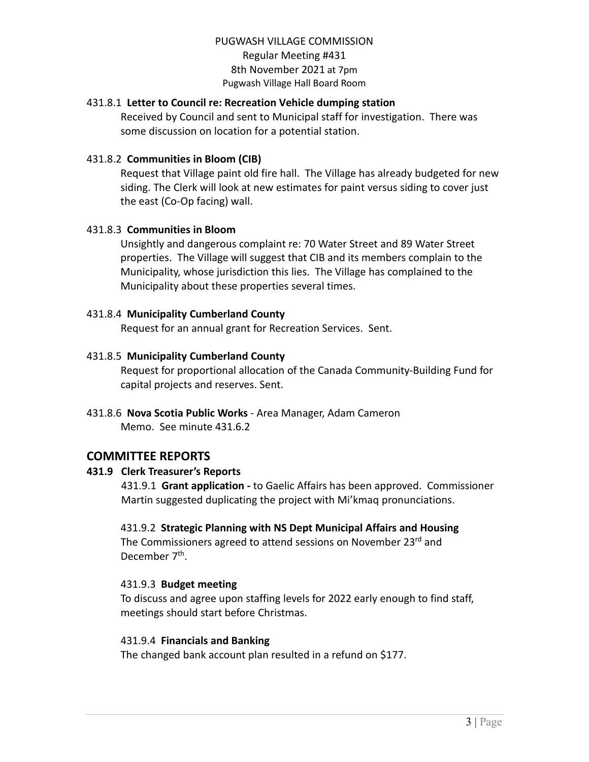PUGWASH VILLAGE COMMISSION
Regular Meeting #431
8th November 2021 at 7pm
Pugwash Village Hall Board Room

431.8.1 **Letter to Council re: Recreation Vehicle dumping station**
Received by Council and sent to Municipal staff for investigation. There was some discussion on location for a potential station.

431.8.2 **Communities in Bloom (CIB)**
Request that Village paint old fire hall. The Village has already budgeted for new siding. The Clerk will look at new estimates for paint versus siding to cover just the east (Co-Op facing) wall.

431.8.3 **Communities in Bloom**
Unsightly and dangerous complaint re: 70 Water Street and 89 Water Street properties. The Village will suggest that CIB and its members complain to the Municipality, whose jurisdiction this lies. The Village has complained to the Municipality about these properties several times.

431.8.4 **Municipality Cumberland County**
Request for an annual grant for Recreation Services. Sent.

431.8.5 **Municipality Cumberland County**
Request for proportional allocation of the Canada Community-Building Fund for capital projects and reserves. Sent.

431.8.6 **Nova Scotia Public Works** - Area Manager, Adam Cameron
Memo. See minute 431.6.2

## COMMITTEE REPORTS

### 431.9 Clerk Treasurer's Reports

431.9.1 **Grant application -** to Gaelic Affairs has been approved. Commissioner Martin suggested duplicating the project with Mi'kmaq pronunciations.

431.9.2 **Strategic Planning with NS Dept Municipal Affairs and Housing**
The Commissioners agreed to attend sessions on November 23rd and December 7th.

431.9.3 **Budget meeting**
To discuss and agree upon staffing levels for 2022 early enough to find staff, meetings should start before Christmas.

431.9.4 **Financials and Banking**
The changed bank account plan resulted in a refund on $177.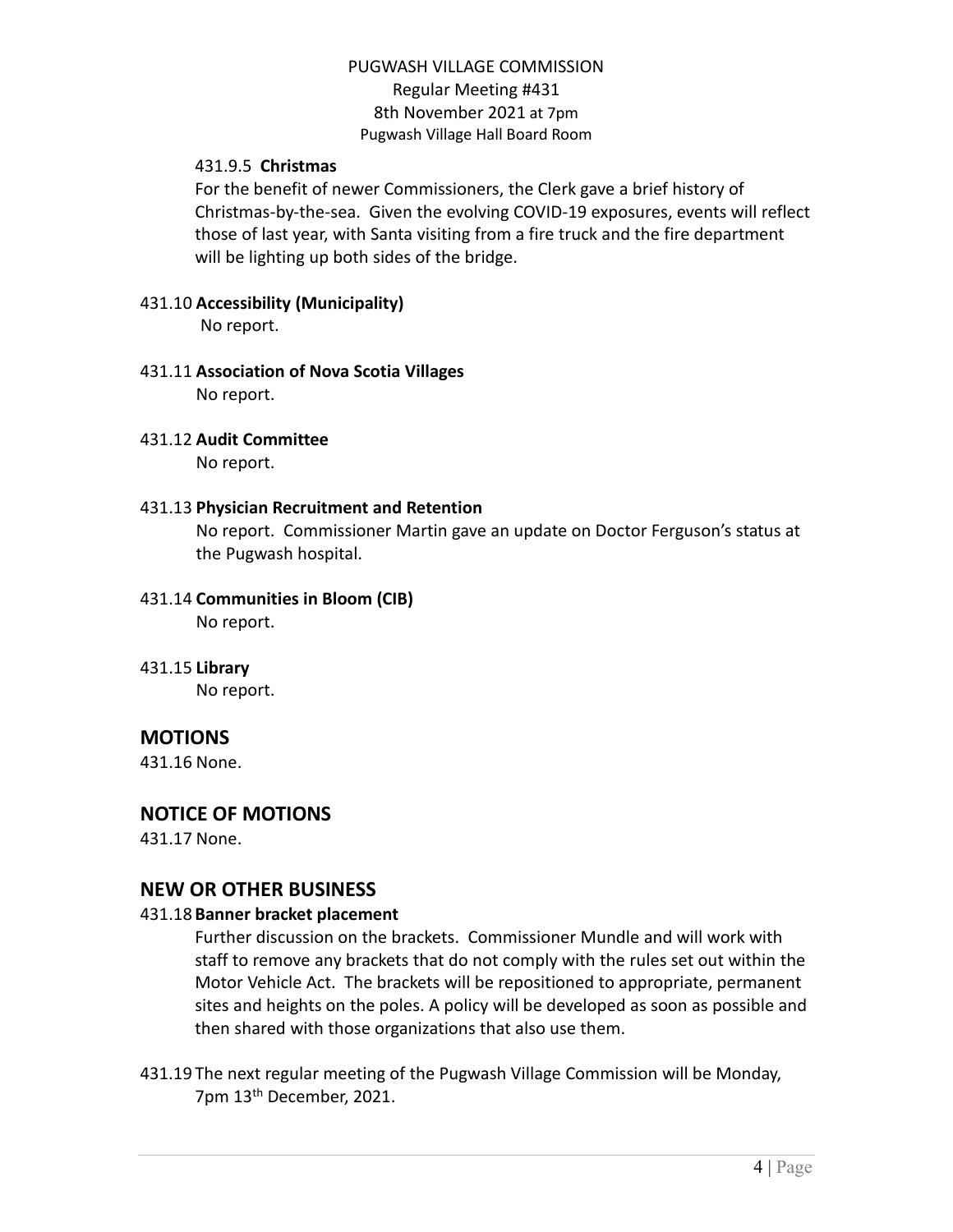431.9.5 **Christmas**

For the benefit of newer Commissioners, the Clerk gave a brief history of Christmas-by-the-sea. Given the evolving COVID-19 exposures, events will reflect those of last year, with Santa visiting from a fire truck and the fire department will be lighting up both sides of the bridge.

431.10 **Accessibility (Municipality)**

No report.

431.11 **Association of Nova Scotia Villages**

No report.

431.12 **Audit Committee**

No report.

431.13 **Physician Recruitment and Retention**

No report. Commissioner Martin gave an update on Doctor Ferguson's status at the Pugwash hospital.

431.14 **Communities in Bloom (CIB)**

No report.

431.15 **Library**

No report.

## MOTIONS

431.16 None.

## NOTICE OF MOTIONS

431.17 None.

## NEW OR OTHER BUSINESS

431.18 **Banner bracket placement**

Further discussion on the brackets. Commissioner Mundle and will work with staff to remove any brackets that do not comply with the rules set out within the Motor Vehicle Act. The brackets will be repositioned to appropriate, permanent sites and heights on the poles. A policy will be developed as soon as possible and then shared with those organizations that also use them.

431.19 The next regular meeting of the Pugwash Village Commission will be Monday, 7pm 13th December, 2021.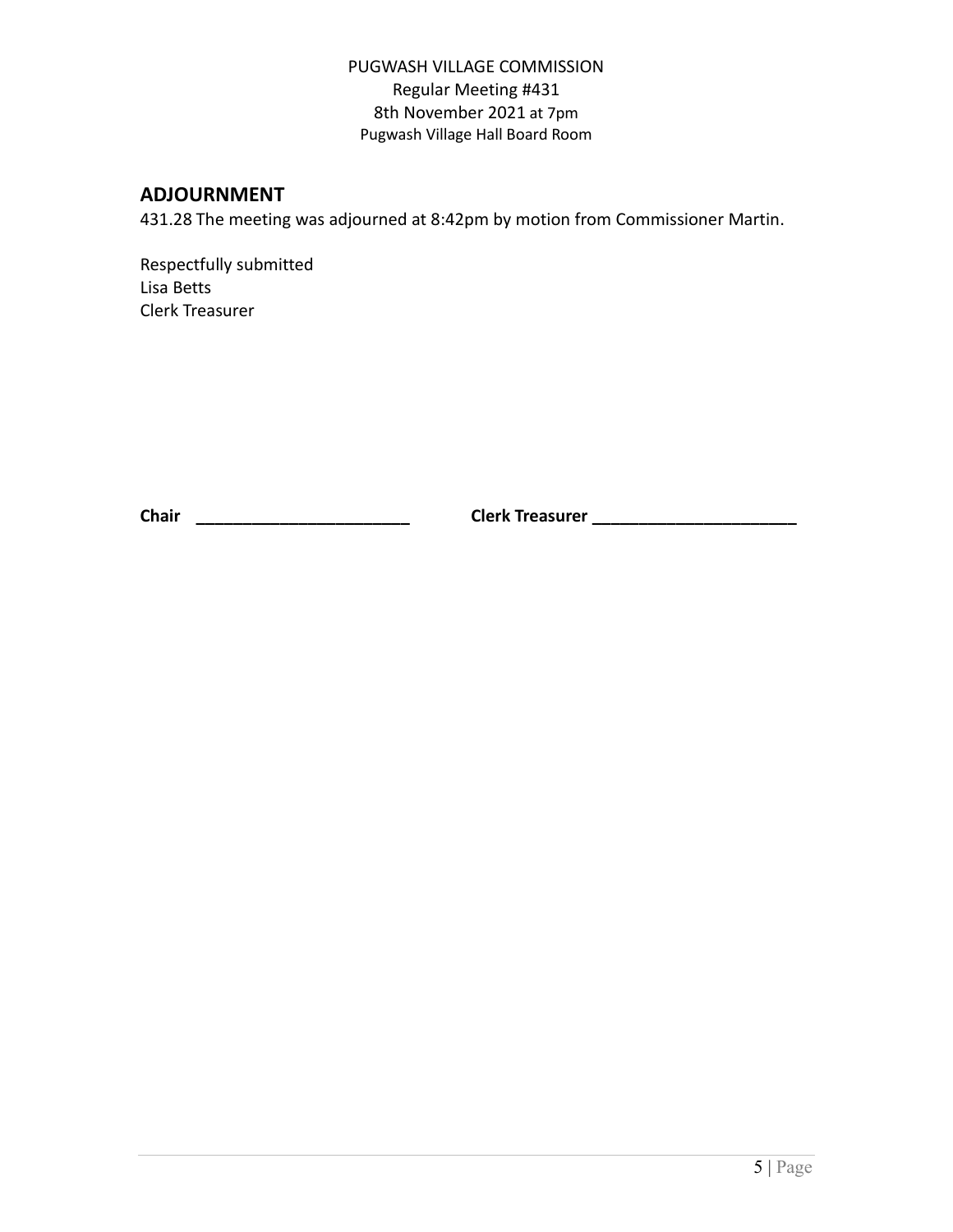PUGWASH VILLAGE COMMISSION
Regular Meeting #431
8th November 2021 at 7pm
Pugwash Village Hall Board Room

## ADJOURNMENT

431.28 The meeting was adjourned at 8:42pm by motion from Commissioner Martin.

Respectfully submitted
Lisa Betts
Clerk Treasurer

**Chair** _______________________ **Clerk Treasurer** _____________________